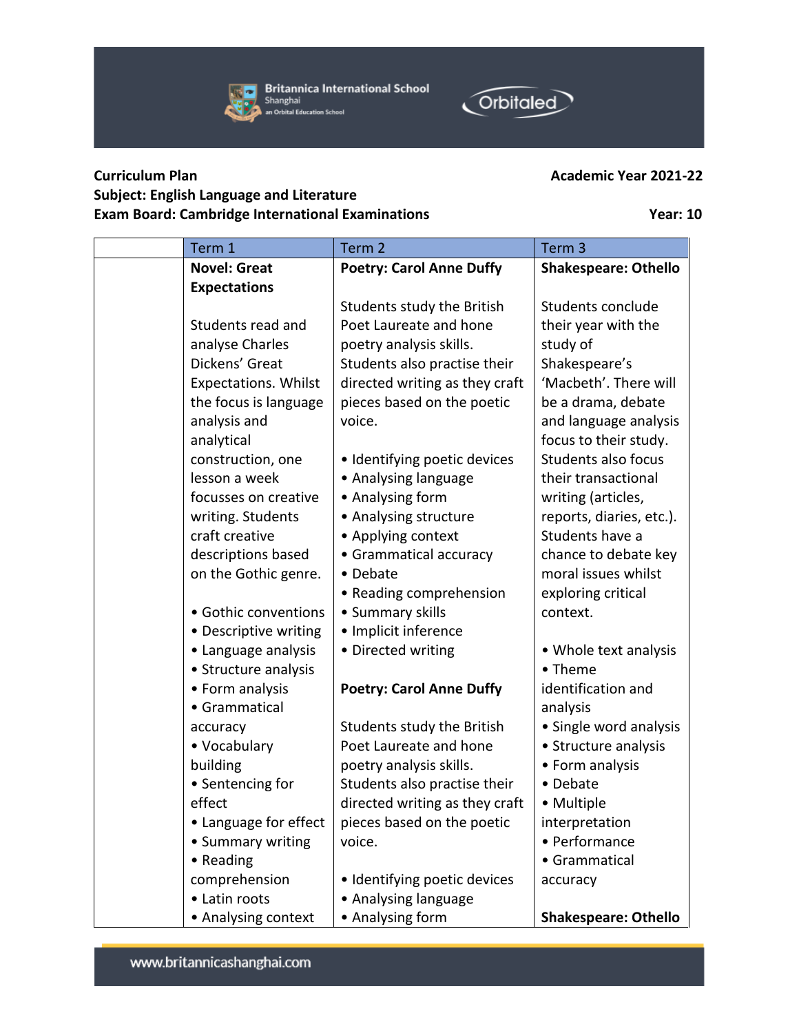**Curriculum Plan** **Academic Year 2021-22**

**Subject: English Language and Literature**

**Exam Board: Cambridge International Examinations** **Year: 10**

| | Term 1 | Term 2 | Term 3 |
|---|---|---|---|
| | **Novel: Great Expectations**<br><br>Students read and analyse Charles Dickens' Great Expectations. Whilst the focus is language analysis and analytical construction, one lesson a week focusses on creative writing. Students craft creative descriptions based on the Gothic genre.<br><br>• Gothic conventions<br>• Descriptive writing<br>• Language analysis<br>• Structure analysis<br>• Form analysis<br>• Grammatical accuracy<br>• Vocabulary building<br>• Sentencing for effect<br>• Language for effect<br>• Summary writing<br>• Reading comprehension<br>• Latin roots<br>• Analysing context | **Poetry: Carol Anne Duffy**<br><br>Students study the British Poet Laureate and hone poetry analysis skills. Students also practise their directed writing as they craft pieces based on the poetic voice.<br><br>• Identifying poetic devices<br>• Analysing language<br>• Analysing form<br>• Analysing structure<br>• Applying context<br>• Grammatical accuracy<br>• Debate<br>• Reading comprehension<br>• Summary skills<br>• Implicit inference<br>• Directed writing<br><br>**Poetry: Carol Anne Duffy**<br><br>Students study the British Poet Laureate and hone poetry analysis skills. Students also practise their directed writing as they craft pieces based on the poetic voice.<br><br>• Identifying poetic devices<br>• Analysing language<br>• Analysing form | **Shakespeare: Othello**<br><br>Students conclude their year with the study of Shakespeare's 'Macbeth'. There will be a drama, debate and language analysis focus to their study. Students also focus their transactional writing (articles, reports, diaries, etc.). Students have a chance to debate key moral issues whilst exploring critical context.<br><br>• Whole text analysis<br>• Theme identification and analysis<br>• Single word analysis<br>• Structure analysis<br>• Form analysis<br>• Debate<br>• Multiple interpretation<br>• Performance<br>• Grammatical accuracy<br><br>**Shakespeare: Othello** |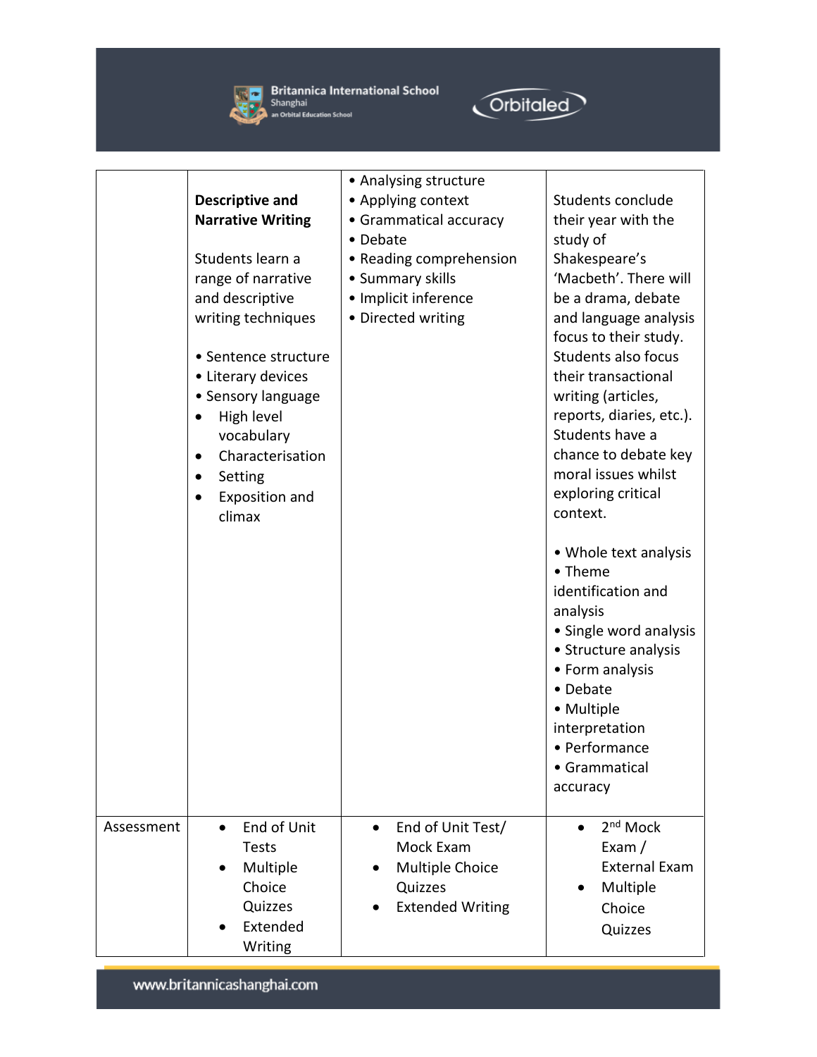| | | | |
|---|---|---|---|
| | **Descriptive and Narrative Writing**<br><br>Students learn a range of narrative and descriptive writing techniques<br><br>• Sentence structure<br>• Literary devices<br>• Sensory language<br>• High level vocabulary<br>• Characterisation<br>• Setting<br>• Exposition and climax | • Analysing structure<br>• Applying context<br>• Grammatical accuracy<br>• Debate<br>• Reading comprehension<br>• Summary skills<br>• Implicit inference<br>• Directed writing | Students conclude their year with the study of Shakespeare's 'Macbeth'. There will be a drama, debate and language analysis focus to their study. Students also focus their transactional writing (articles, reports, diaries, etc.). Students have a chance to debate key moral issues whilst exploring critical context.<br><br>• Whole text analysis<br>• Theme identification and analysis<br>• Single word analysis<br>• Structure analysis<br>• Form analysis<br>• Debate<br>• Multiple interpretation<br>• Performance<br>• Grammatical accuracy |
| Assessment | • End of Unit Tests<br>• Multiple Choice Quizzes<br>• Extended Writing | • End of Unit Test/ Mock Exam<br>• Multiple Choice Quizzes<br>• Extended Writing | • 2nd Mock Exam / External Exam<br>• Multiple Choice Quizzes |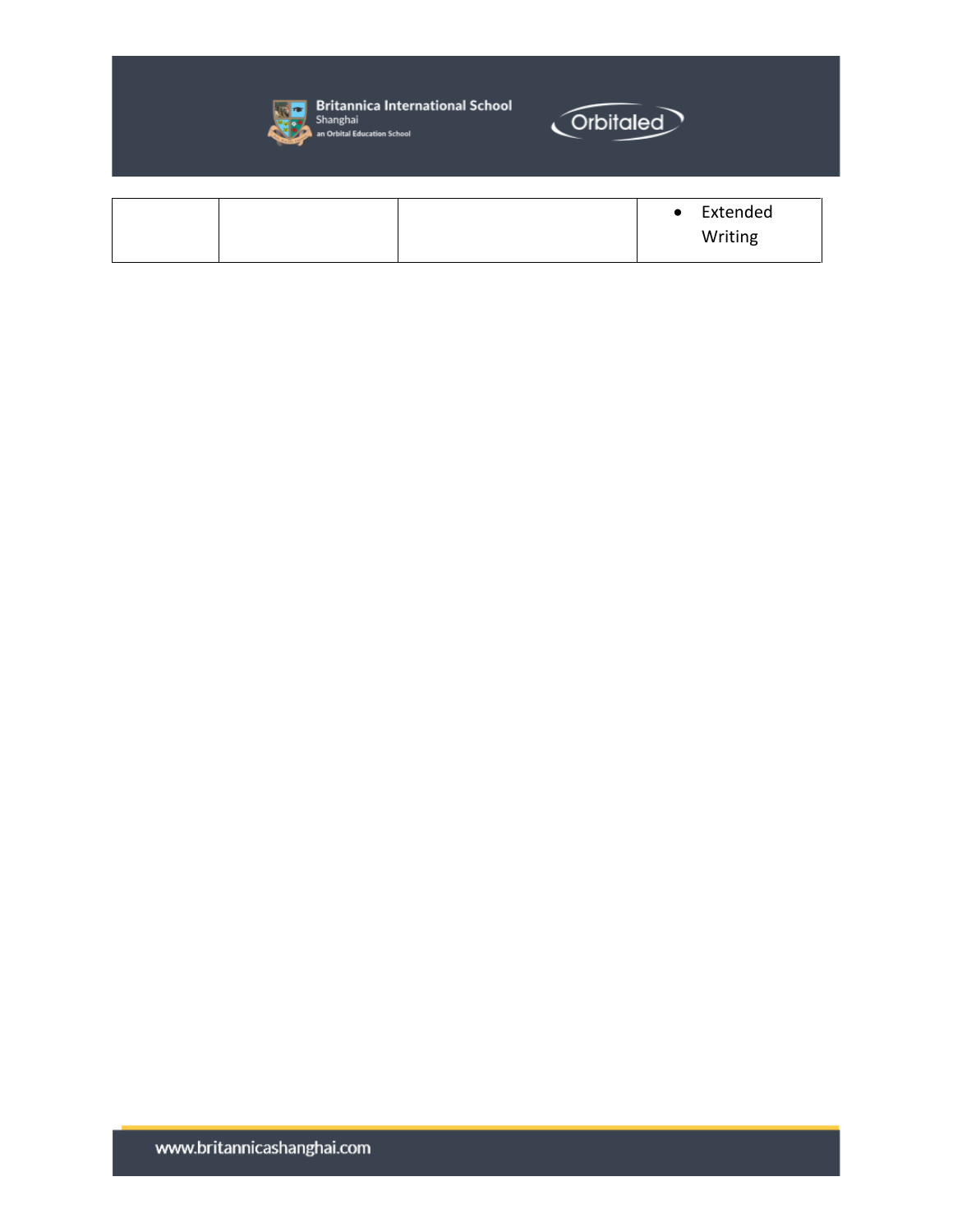| | | | <ul><li>Extended Writing</li></ul> |
|---|---|---|---|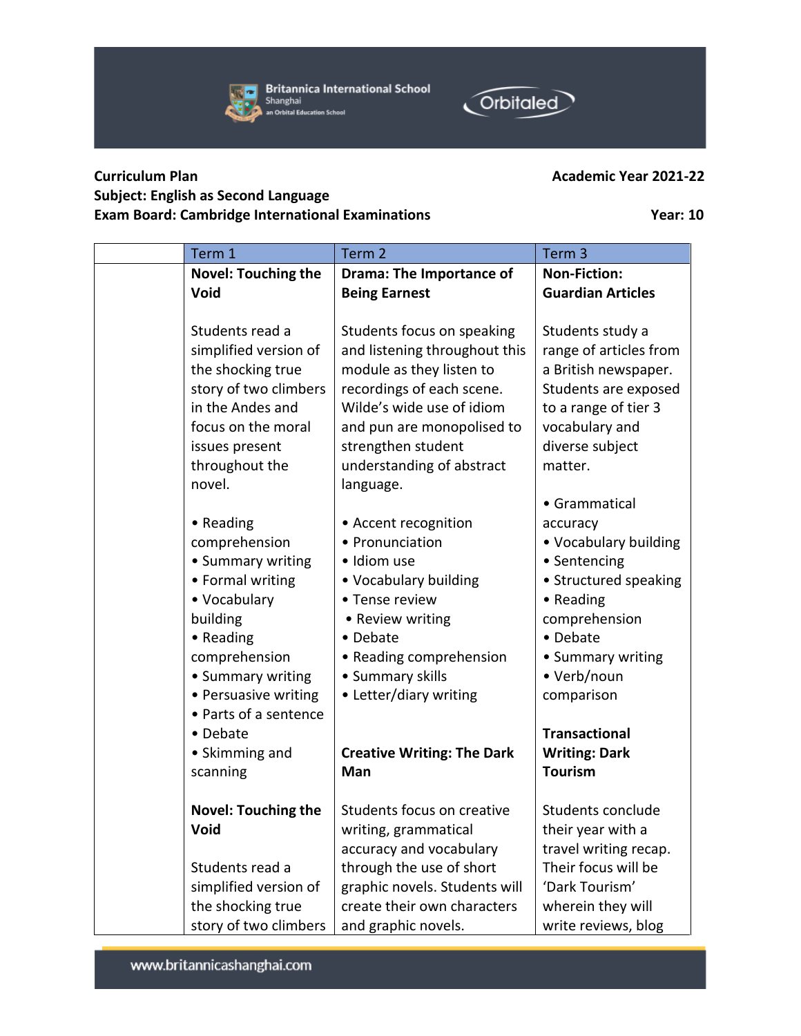**Curriculum Plan** **Academic Year 2021-22**
**Subject: English as Second Language**
**Exam Board: Cambridge International Examinations** **Year: 10**

| | Term 1 | Term 2 | Term 3 |
|---|---|---|---|
| | **Novel: Touching the Void**<br><br>Students read a simplified version of the shocking true story of two climbers in the Andes and focus on the moral issues present throughout the novel.<br><br>• Reading comprehension<br>• Summary writing<br>• Formal writing<br>• Vocabulary building<br>• Reading comprehension<br>• Summary writing<br>• Persuasive writing<br>• Parts of a sentence<br>• Debate<br>• Skimming and scanning<br><br>**Novel: Touching the Void**<br><br>Students read a simplified version of the shocking true story of two climbers | **Drama: The Importance of Being Earnest**<br><br>Students focus on speaking and listening throughout this module as they listen to recordings of each scene. Wilde's wide use of idiom and pun are monopolised to strengthen student understanding of abstract language.<br><br>• Accent recognition<br>• Pronunciation<br>• Idiom use<br>• Vocabulary building<br>• Tense review<br>• Review writing<br>• Debate<br>• Reading comprehension<br>• Summary skills<br>• Letter/diary writing<br><br>**Creative Writing: The Dark Man**<br><br>Students focus on creative writing, grammatical accuracy and vocabulary through the use of short graphic novels. Students will create their own characters and graphic novels. | **Non-Fiction: Guardian Articles**<br><br>Students study a range of articles from a British newspaper. Students are exposed to a range of tier 3 vocabulary and diverse subject matter.<br><br>• Grammatical accuracy<br>• Vocabulary building<br>• Sentencing<br>• Structured speaking<br>• Reading comprehension<br>• Debate<br>• Summary writing<br>• Verb/noun comparison<br><br>**Transactional Writing: Dark Tourism**<br><br>Students conclude their year with a travel writing recap. Their focus will be 'Dark Tourism' wherein they will write reviews, blog |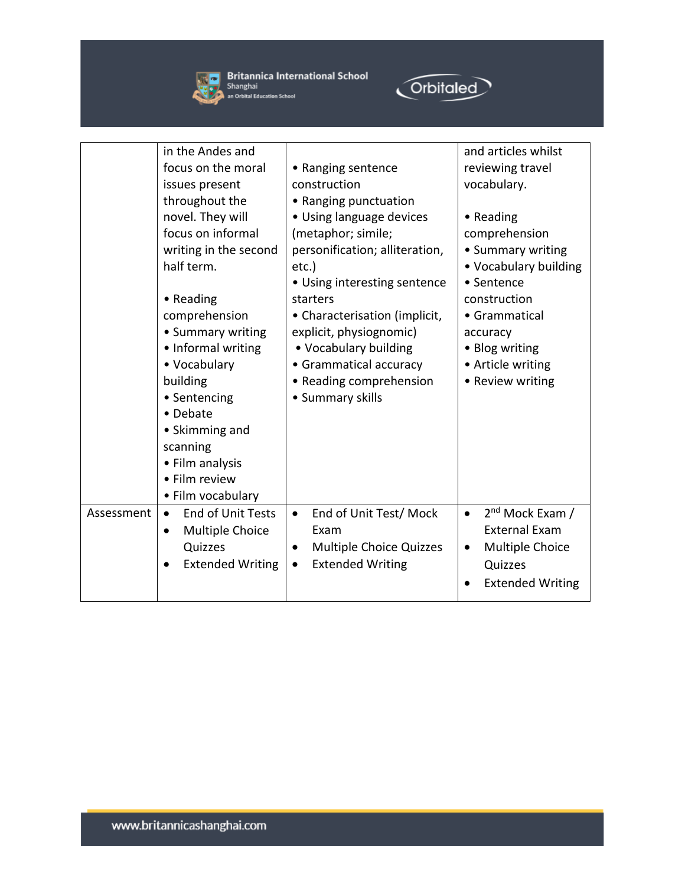| | | | |
|---|---|---|---|
| | in the Andes and focus on the moral issues present throughout the novel. They will focus on informal writing in the second half term.<br><br>• Reading comprehension<br>• Summary writing<br>• Informal writing<br>• Vocabulary building<br>• Sentencing<br>• Debate<br>• Skimming and scanning<br>• Film analysis<br>• Film review<br>• Film vocabulary | • Ranging sentence construction<br>• Ranging punctuation<br>• Using language devices (metaphor; simile; personification; alliteration, etc.)<br>• Using interesting sentence starters<br>• Characterisation (implicit, explicit, physiognomic)<br>• Vocabulary building<br>• Grammatical accuracy<br>• Reading comprehension<br>• Summary skills | and articles whilst reviewing travel vocabulary.<br><br>• Reading comprehension<br>• Summary writing<br>• Vocabulary building<br>• Sentence construction<br>• Grammatical accuracy<br>• Blog writing<br>• Article writing<br>• Review writing |
| Assessment | • End of Unit Tests<br>• Multiple Choice Quizzes<br>• Extended Writing | • End of Unit Test/ Mock Exam<br>• Multiple Choice Quizzes<br>• Extended Writing | • 2nd Mock Exam / External Exam<br>• Multiple Choice Quizzes<br>• Extended Writing |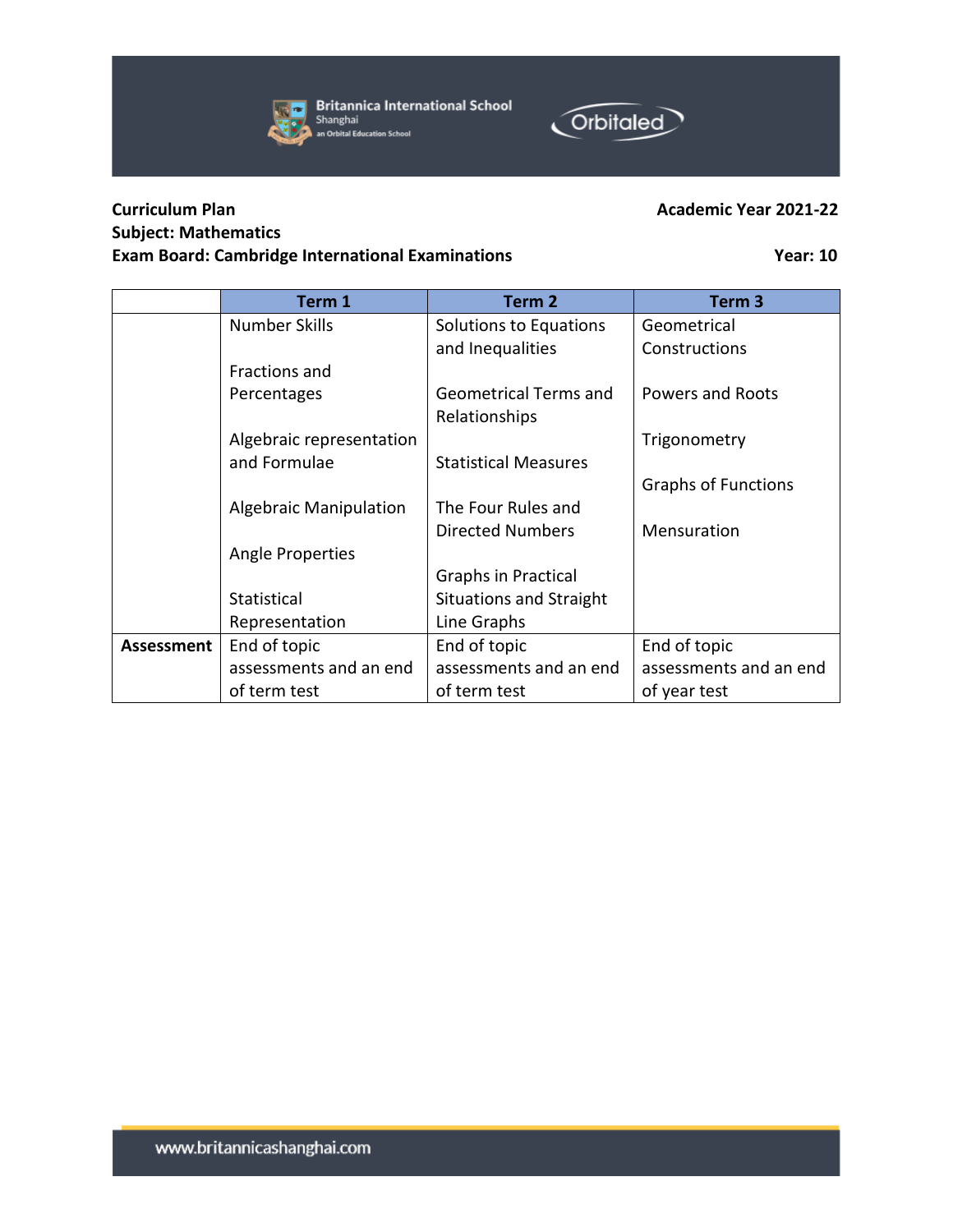**Curriculum Plan** **Academic Year 2021-22**
**Subject: Mathematics**
**Exam Board: Cambridge International Examinations** **Year: 10**

| | Term 1 | Term 2 | Term 3 |
|---|---|---|---|
| | Number Skills<br><br>Fractions and Percentages<br><br>Algebraic representation and Formulae<br><br>Algebraic Manipulation<br><br>Angle Properties<br><br>Statistical Representation | Solutions to Equations and Inequalities<br><br>Geometrical Terms and Relationships<br><br>Statistical Measures<br><br>The Four Rules and Directed Numbers<br><br>Graphs in Practical Situations and Straight Line Graphs | Geometrical Constructions<br><br>Powers and Roots<br><br>Trigonometry<br><br>Graphs of Functions<br><br>Mensuration |
| **Assessment** | End of topic assessments and an end of term test | End of topic assessments and an end of term test | End of topic assessments and an end of year test |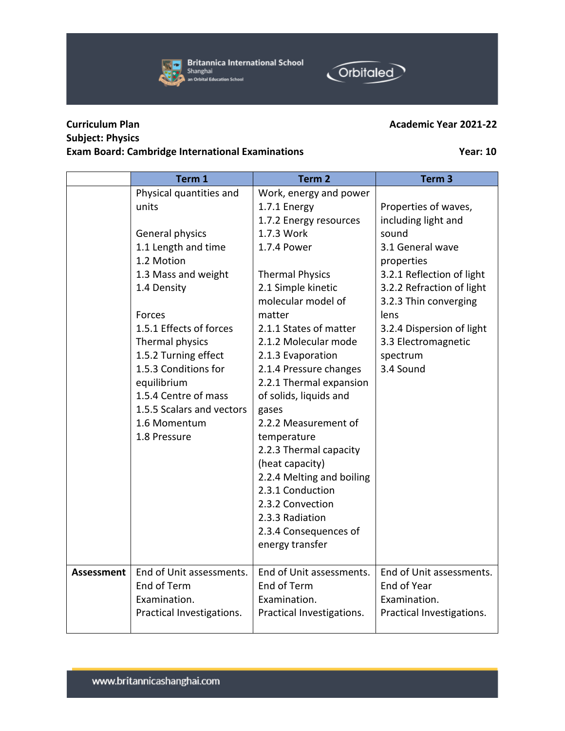**Curriculum Plan** **Academic Year 2021-22**
**Subject: Physics**
**Exam Board: Cambridge International Examinations** **Year: 10**

| | Term 1 | Term 2 | Term 3 |
|---|---|---|---|
| | Physical quantities and units<br><br>General physics<br>1.1 Length and time<br>1.2 Motion<br>1.3 Mass and weight<br>1.4 Density<br><br>Forces<br>1.5.1 Effects of forces<br>Thermal physics<br>1.5.2 Turning effect<br>1.5.3 Conditions for equilibrium<br>1.5.4 Centre of mass<br>1.5.5 Scalars and vectors<br>1.6 Momentum<br>1.8 Pressure | Work, energy and power<br>1.7.1 Energy<br>1.7.2 Energy resources<br>1.7.3 Work<br>1.7.4 Power<br><br>Thermal Physics<br>2.1 Simple kinetic molecular model of matter<br>2.1.1 States of matter<br>2.1.2 Molecular mode<br>2.1.3 Evaporation<br>2.1.4 Pressure changes<br>2.2.1 Thermal expansion of solids, liquids and gases<br>2.2.2 Measurement of temperature<br>2.2.3 Thermal capacity (heat capacity)<br>2.2.4 Melting and boiling<br>2.3.1 Conduction<br>2.3.2 Convection<br>2.3.3 Radiation<br>2.3.4 Consequences of energy transfer | Properties of waves, including light and sound<br>3.1 General wave properties<br>3.2.1 Reflection of light<br>3.2.2 Refraction of light<br>3.2.3 Thin converging lens<br>3.2.4 Dispersion of light<br>3.3 Electromagnetic spectrum<br>3.4 Sound |
| **Assessment** | End of Unit assessments.<br>End of Term Examination.<br>Practical Investigations. | End of Unit assessments.<br>End of Term Examination.<br>Practical Investigations. | End of Unit assessments.<br>End of Year Examination.<br>Practical Investigations. |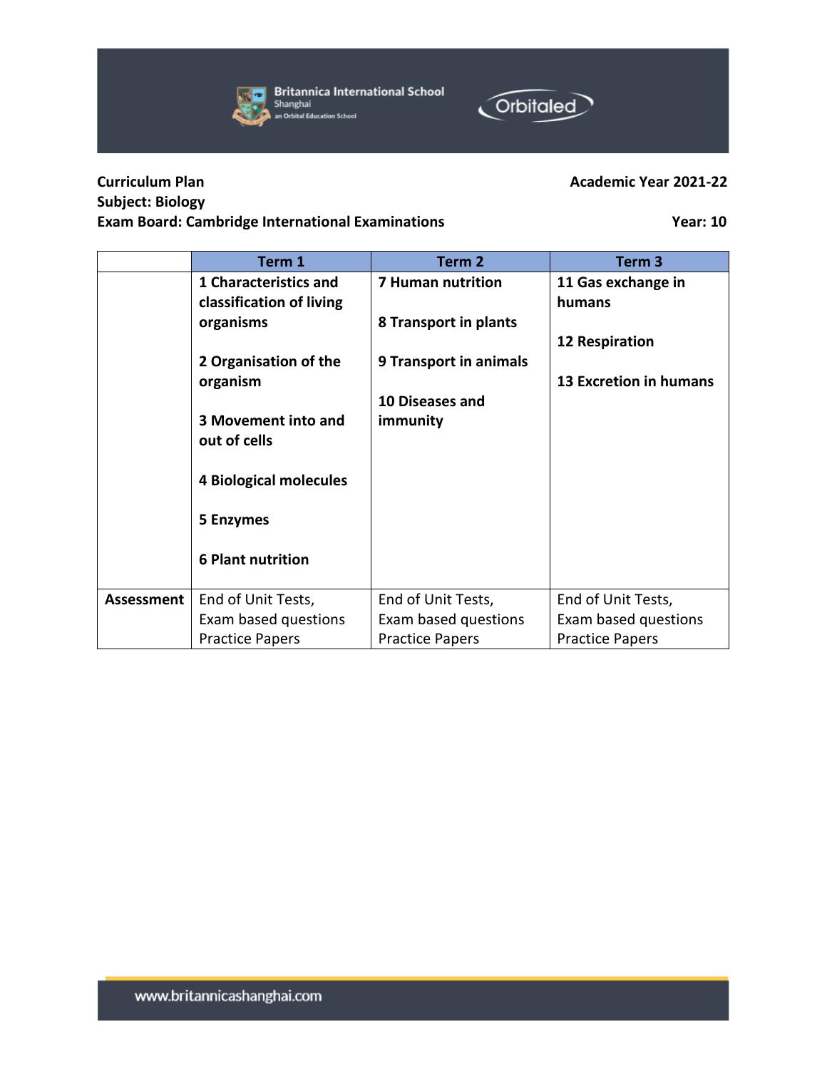**Curriculum Plan** **Academic Year 2021-22**
**Subject: Biology**
**Exam Board: Cambridge International Examinations** **Year: 10**

| | Term 1 | Term 2 | Term 3 |
|---|---|---|---|
| | **1 Characteristics and classification of living organisms**<br><br>**2 Organisation of the organism**<br><br>**3 Movement into and out of cells**<br><br>**4 Biological molecules**<br><br>**5 Enzymes**<br><br>**6 Plant nutrition** | **7 Human nutrition**<br><br>**8 Transport in plants**<br><br>**9 Transport in animals**<br><br>**10 Diseases and immunity** | **11 Gas exchange in humans**<br><br>**12 Respiration**<br><br>**13 Excretion in humans** |
| **Assessment** | End of Unit Tests,<br>Exam based questions<br>Practice Papers | End of Unit Tests,<br>Exam based questions<br>Practice Papers | End of Unit Tests,<br>Exam based questions<br>Practice Papers |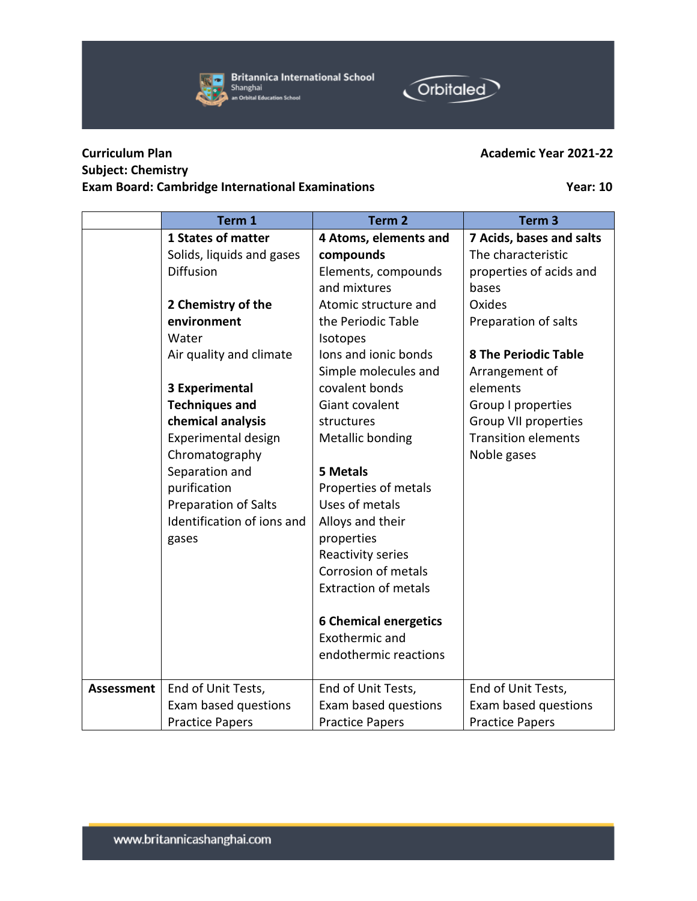**Curriculum Plan** **Academic Year 2021-22**
**Subject: Chemistry**
**Exam Board: Cambridge International Examinations** **Year: 10**

| | Term 1 | Term 2 | Term 3 |
|---|---|---|---|
| | **1 States of matter**<br>Solids, liquids and gases<br>Diffusion<br><br>**2 Chemistry of the environment**<br>Water<br>Air quality and climate<br><br>**3 Experimental Techniques and chemical analysis**<br>Experimental design<br>Chromatography<br>Separation and purification<br>Preparation of Salts<br>Identification of ions and gases | **4 Atoms, elements and compounds**<br>Elements, compounds and mixtures<br>Atomic structure and the Periodic Table<br>Isotopes<br>Ions and ionic bonds<br>Simple molecules and covalent bonds<br>Giant covalent structures<br>Metallic bonding<br><br>**5 Metals**<br>Properties of metals<br>Uses of metals<br>Alloys and their properties<br>Reactivity series<br>Corrosion of metals<br>Extraction of metals<br><br>**6 Chemical energetics**<br>Exothermic and endothermic reactions | **7 Acids, bases and salts**<br>The characteristic properties of acids and bases<br>Oxides<br>Preparation of salts<br><br>**8 The Periodic Table**<br>Arrangement of elements<br>Group I properties<br>Group VII properties<br>Transition elements<br>Noble gases |
| **Assessment** | End of Unit Tests,<br>Exam based questions<br>Practice Papers | End of Unit Tests,<br>Exam based questions<br>Practice Papers | End of Unit Tests,<br>Exam based questions<br>Practice Papers |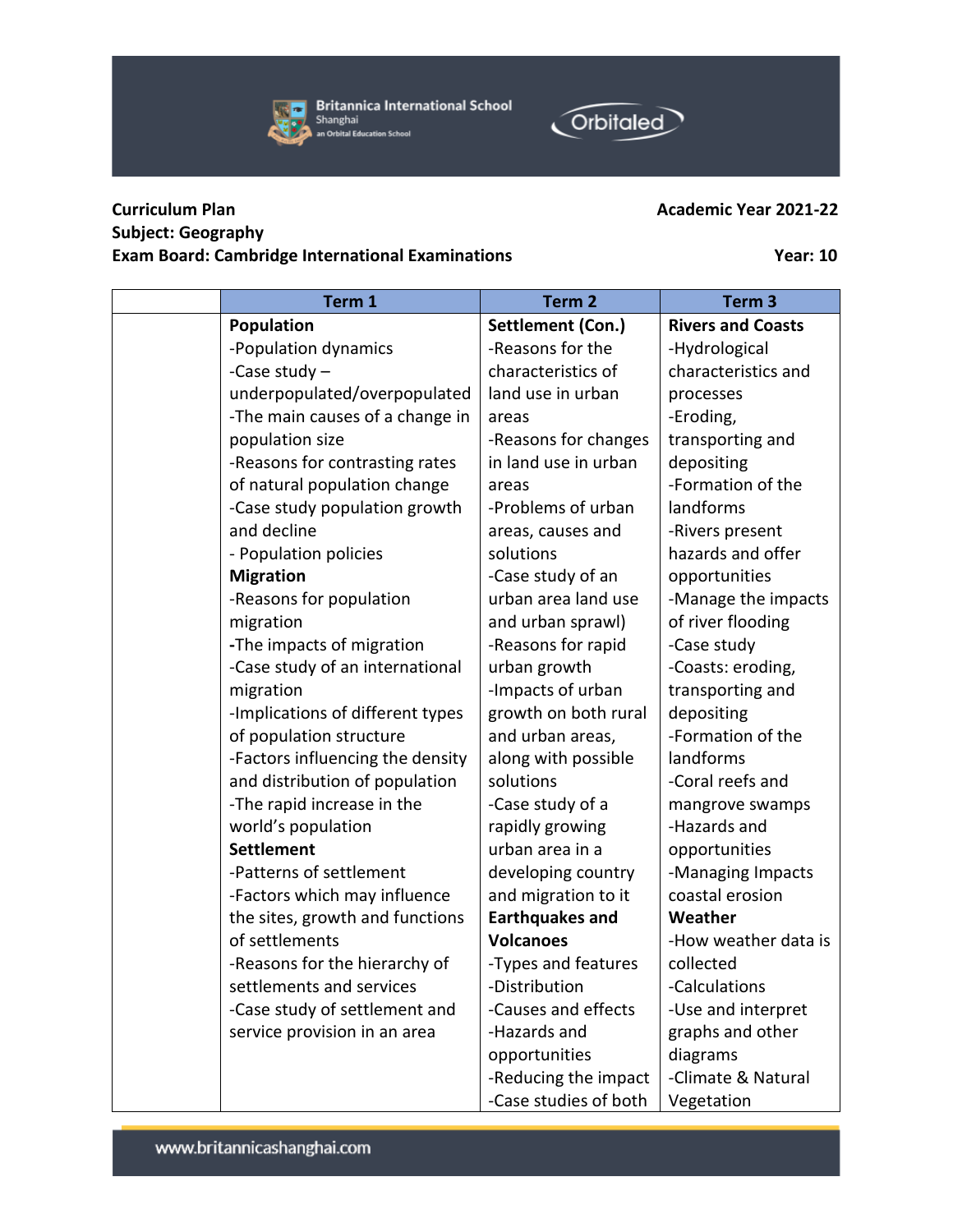**Curriculum Plan** **Academic Year 2021-22**
**Subject: Geography**
**Exam Board: Cambridge International Examinations** **Year: 10**

| | Term 1 | Term 2 | Term 3 |
|---|---|---|---|
| | **Population**<br>-Population dynamics<br>-Case study – underpopulated/overpopulated<br>-The main causes of a change in population size<br>-Reasons for contrasting rates of natural population change<br>-Case study population growth and decline<br>- Population policies<br>**Migration**<br>-Reasons for population migration<br>-The impacts of migration<br>-Case study of an international migration<br>-Implications of different types of population structure<br>-Factors influencing the density and distribution of population<br>-The rapid increase in the world's population<br>**Settlement**<br>-Patterns of settlement<br>-Factors which may influence the sites, growth and functions of settlements<br>-Reasons for the hierarchy of settlements and services<br>-Case study of settlement and service provision in an area | **Settlement (Con.)**<br>-Reasons for the characteristics of land use in urban areas<br>-Reasons for changes in land use in urban areas<br>-Problems of urban areas, causes and solutions<br>-Case study of an urban area land use and urban sprawl)<br>-Reasons for rapid urban growth<br>-Impacts of urban growth on both rural and urban areas, along with possible solutions<br>-Case study of a rapidly growing urban area in a developing country and migration to it<br>**Earthquakes and Volcanoes**<br>-Types and features<br>-Distribution<br>-Causes and effects<br>-Hazards and opportunities<br>-Reducing the impact<br>-Case studies of both | **Rivers and Coasts**<br>-Hydrological characteristics and processes<br>-Eroding, transporting and depositing<br>-Formation of the landforms<br>-Rivers present hazards and offer opportunities<br>-Manage the impacts of river flooding<br>-Case study<br>-Coasts: eroding, transporting and depositing<br>-Formation of the landforms<br>-Coral reefs and mangrove swamps<br>-Hazards and opportunities<br>-Managing Impacts coastal erosion<br>**Weather**<br>-How weather data is collected<br>-Calculations<br>-Use and interpret graphs and other diagrams<br>-Climate & Natural Vegetation |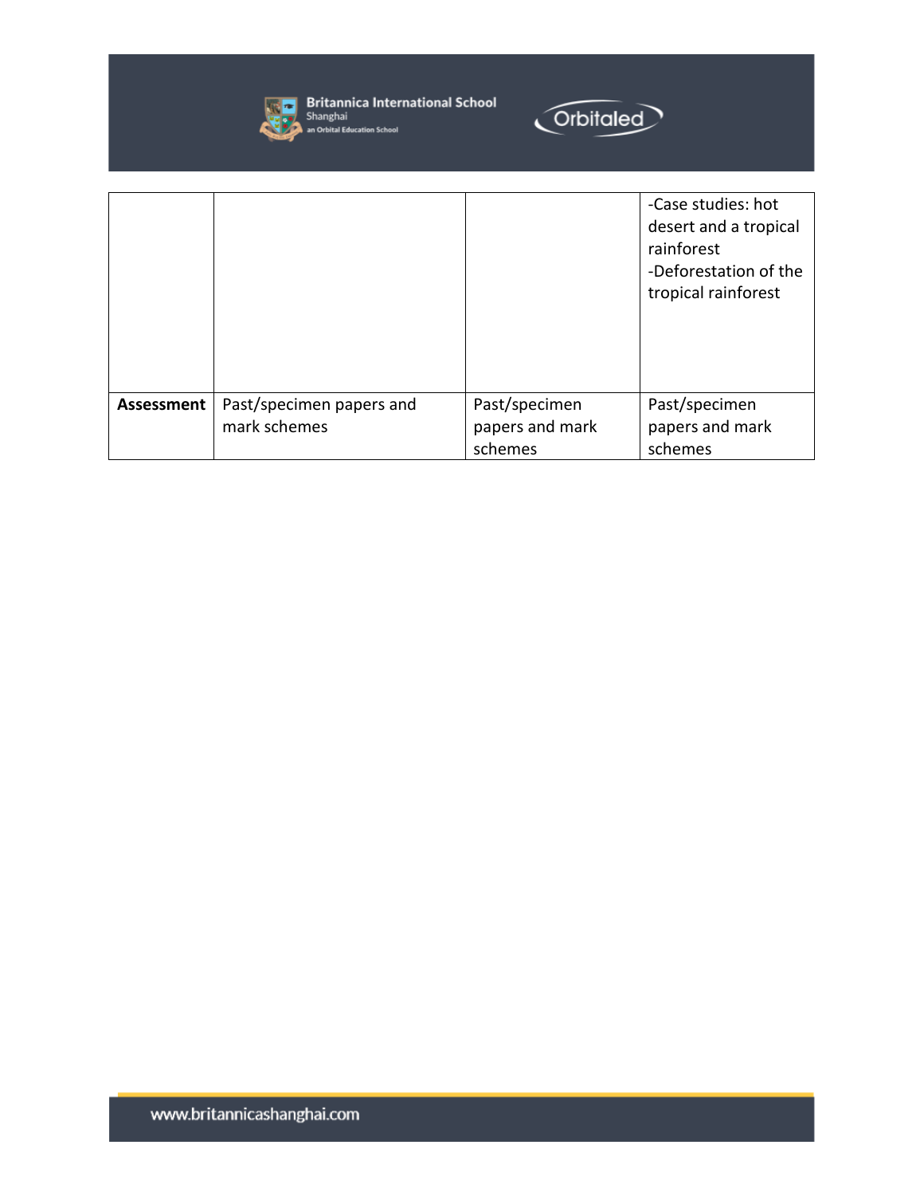| | | | |
|---|---|---|---|
| | | | -Case studies: hot desert and a tropical rainforest<br>-Deforestation of the tropical rainforest |
| **Assessment** | Past/specimen papers and mark schemes | Past/specimen papers and mark schemes | Past/specimen papers and mark schemes |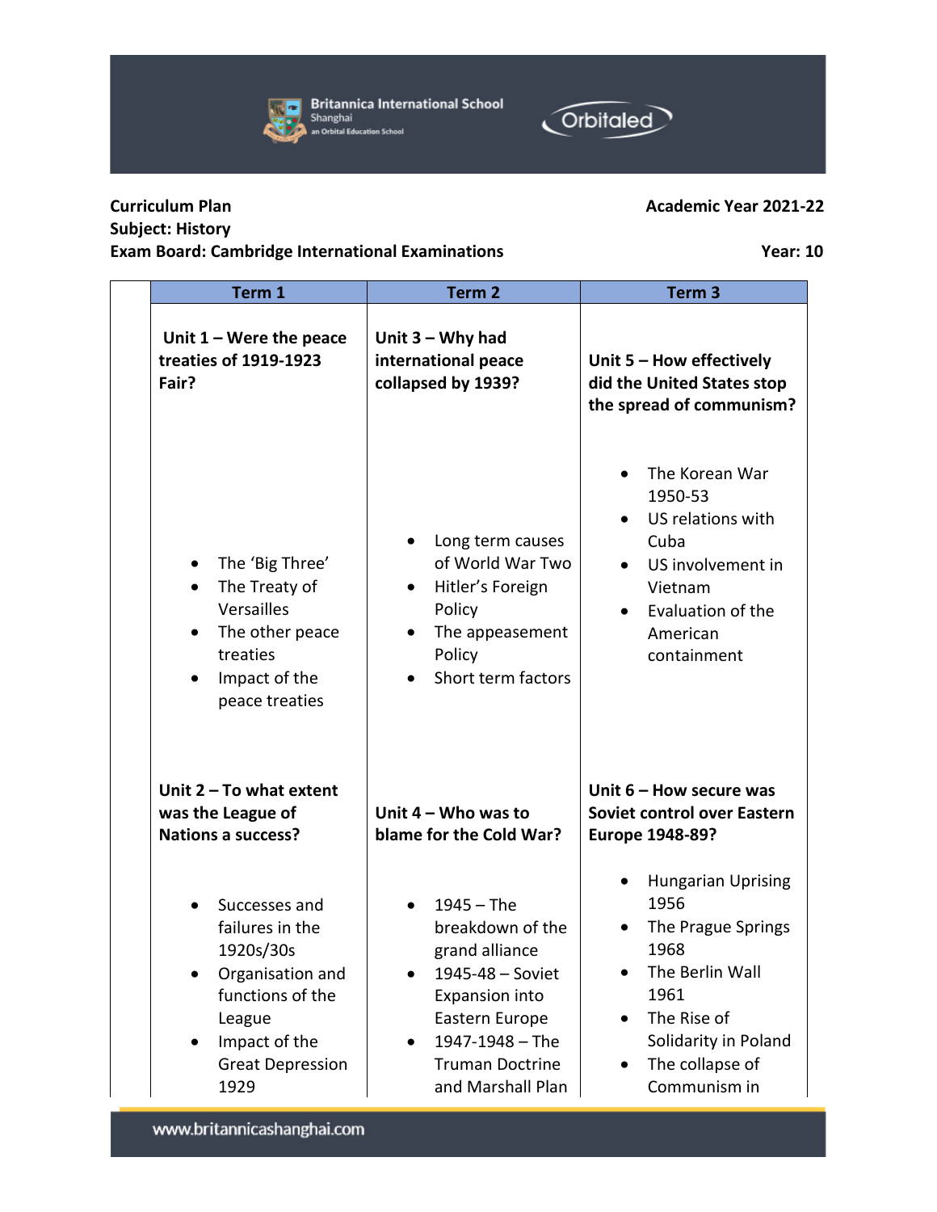**Curriculum Plan** **Academic Year 2021-22**
**Subject: History**
**Exam Board: Cambridge International Examinations** **Year: 10**

| Term 1 | Term 2 | Term 3 |
|---|---|---|
| **Unit 1 – Were the peace treaties of 1919-1923 Fair?**<br><br>• The 'Big Three'<br>• The Treaty of Versailles<br>• The other peace treaties<br>• Impact of the peace treaties | **Unit 3 – Why had international peace collapsed by 1939?**<br><br>• Long term causes of World War Two<br>• Hitler's Foreign Policy<br>• The appeasement Policy<br>• Short term factors | **Unit 5 – How effectively did the United States stop the spread of communism?**<br><br>• The Korean War 1950-53<br>• US relations with Cuba<br>• US involvement in Vietnam<br>• Evaluation of the American containment |
| **Unit 2 – To what extent was the League of Nations a success?**<br><br>• Successes and failures in the 1920s/30s<br>• Organisation and functions of the League<br>• Impact of the Great Depression 1929 | **Unit 4 – Who was to blame for the Cold War?**<br><br>• 1945 – The breakdown of the grand alliance<br>• 1945-48 – Soviet Expansion into Eastern Europe<br>• 1947-1948 – The Truman Doctrine and Marshall Plan | **Unit 6 – How secure was Soviet control over Eastern Europe 1948-89?**<br><br>• Hungarian Uprising 1956<br>• The Prague Springs 1968<br>• The Berlin Wall 1961<br>• The Rise of Solidarity in Poland<br>• The collapse of Communism in |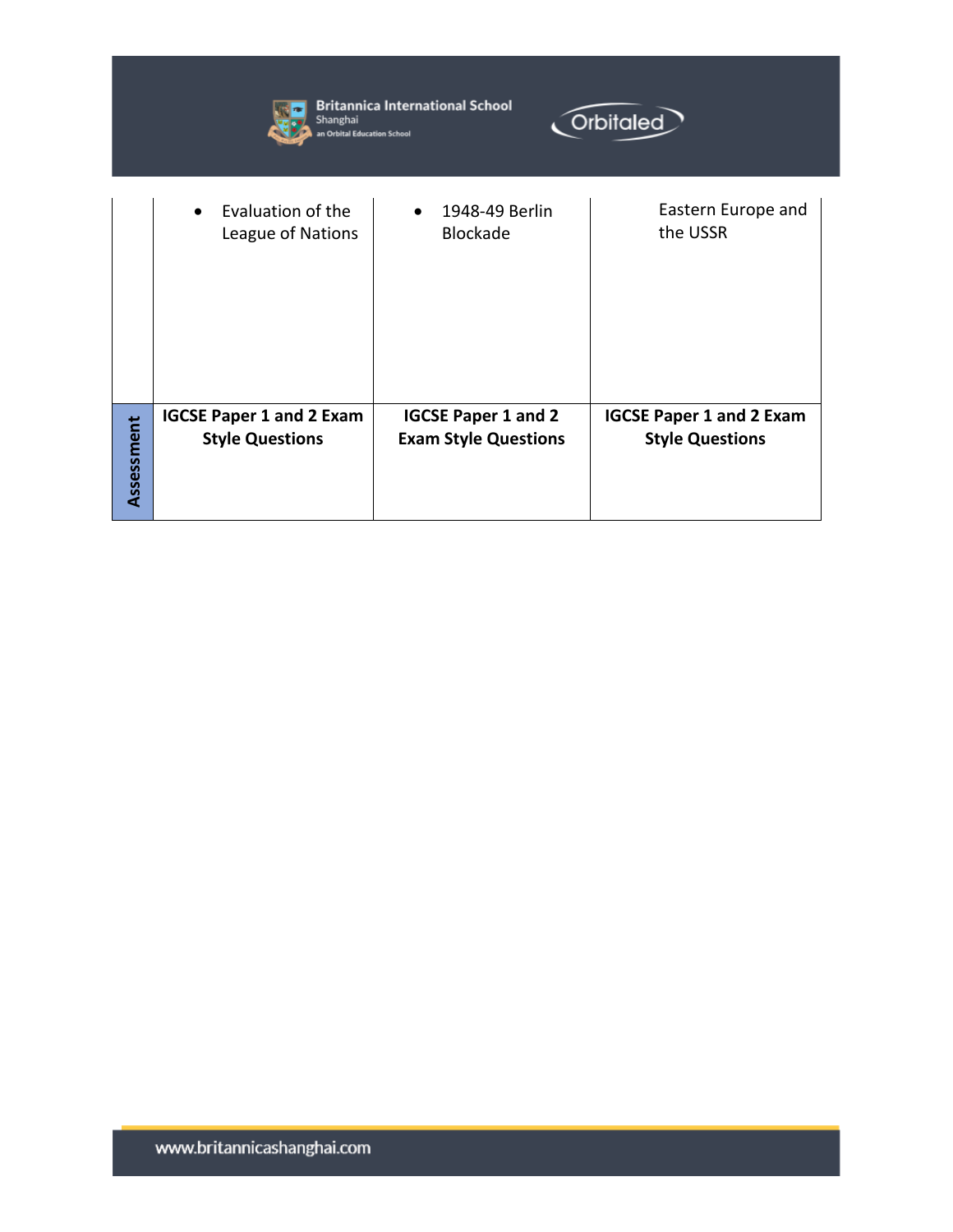| | | | |
|---|---|---|---|
| | • Evaluation of the League of Nations | • 1948-49 Berlin Blockade | Eastern Europe and the USSR |
| **Assessment** | **IGCSE Paper 1 and 2 Exam Style Questions** | **IGCSE Paper 1 and 2 Exam Style Questions** | **IGCSE Paper 1 and 2 Exam Style Questions** |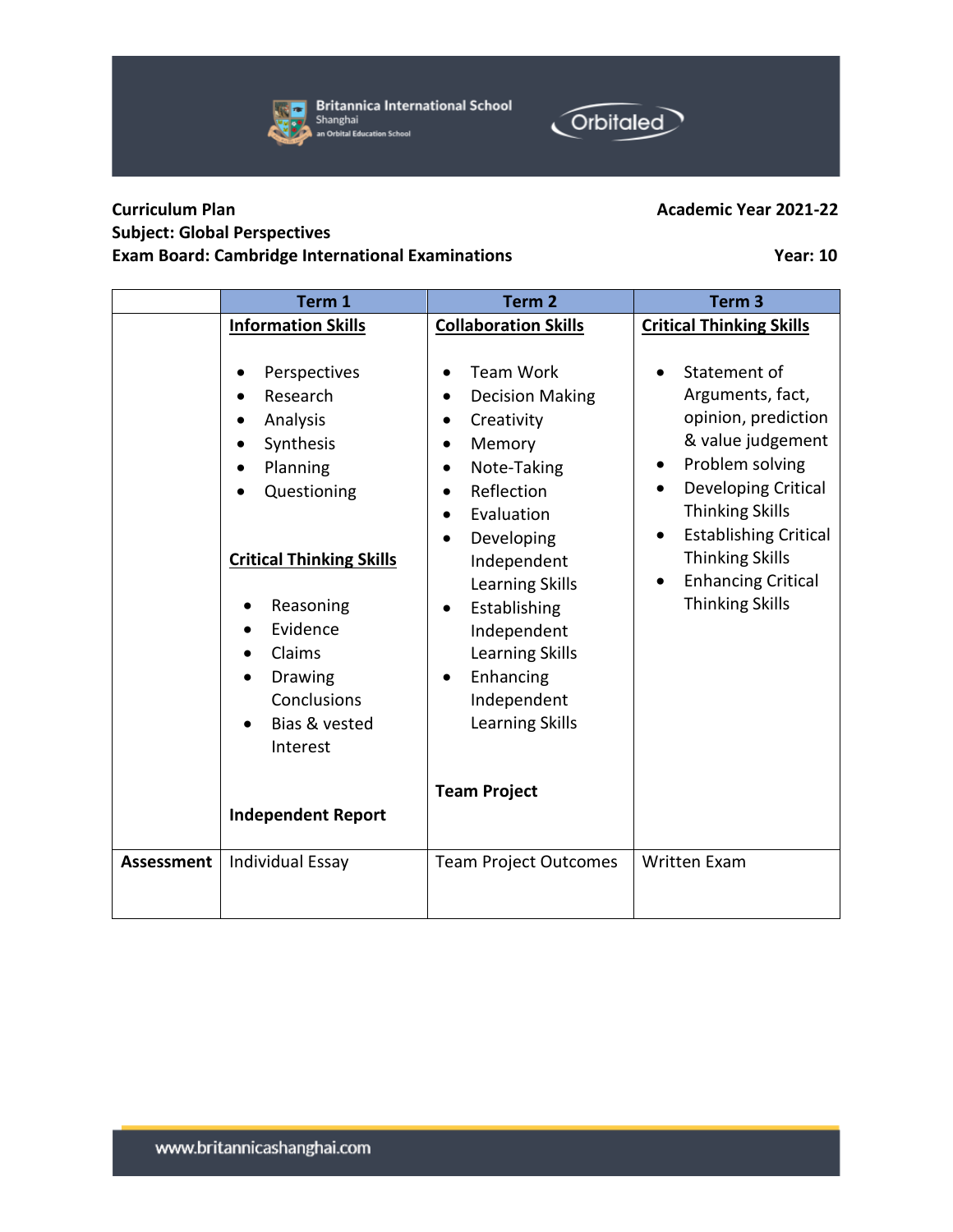**Curriculum Plan** **Academic Year 2021-22**

**Subject: Global Perspectives**

**Exam Board: Cambridge International Examinations** **Year: 10**

| | Term 1 | Term 2 | Term 3 |
|---|---|---|---|
| | **Information Skills**<br><br>• Perspectives<br>• Research<br>• Analysis<br>• Synthesis<br>• Planning<br>• Questioning<br><br>**Critical Thinking Skills**<br><br>• Reasoning<br>• Evidence<br>• Claims<br>• Drawing Conclusions<br>• Bias & vested Interest<br><br>**Independent Report** | **Collaboration Skills**<br><br>• Team Work<br>• Decision Making<br>• Creativity<br>• Memory<br>• Note-Taking<br>• Reflection<br>• Evaluation<br>• Developing Independent Learning Skills<br>• Establishing Independent Learning Skills<br>• Enhancing Independent Learning Skills<br><br>**Team Project** | **Critical Thinking Skills**<br><br>• Statement of Arguments, fact, opinion, prediction & value judgement<br>• Problem solving<br>• Developing Critical Thinking Skills<br>• Establishing Critical Thinking Skills<br>• Enhancing Critical Thinking Skills |
| **Assessment** | Individual Essay | Team Project Outcomes | Written Exam |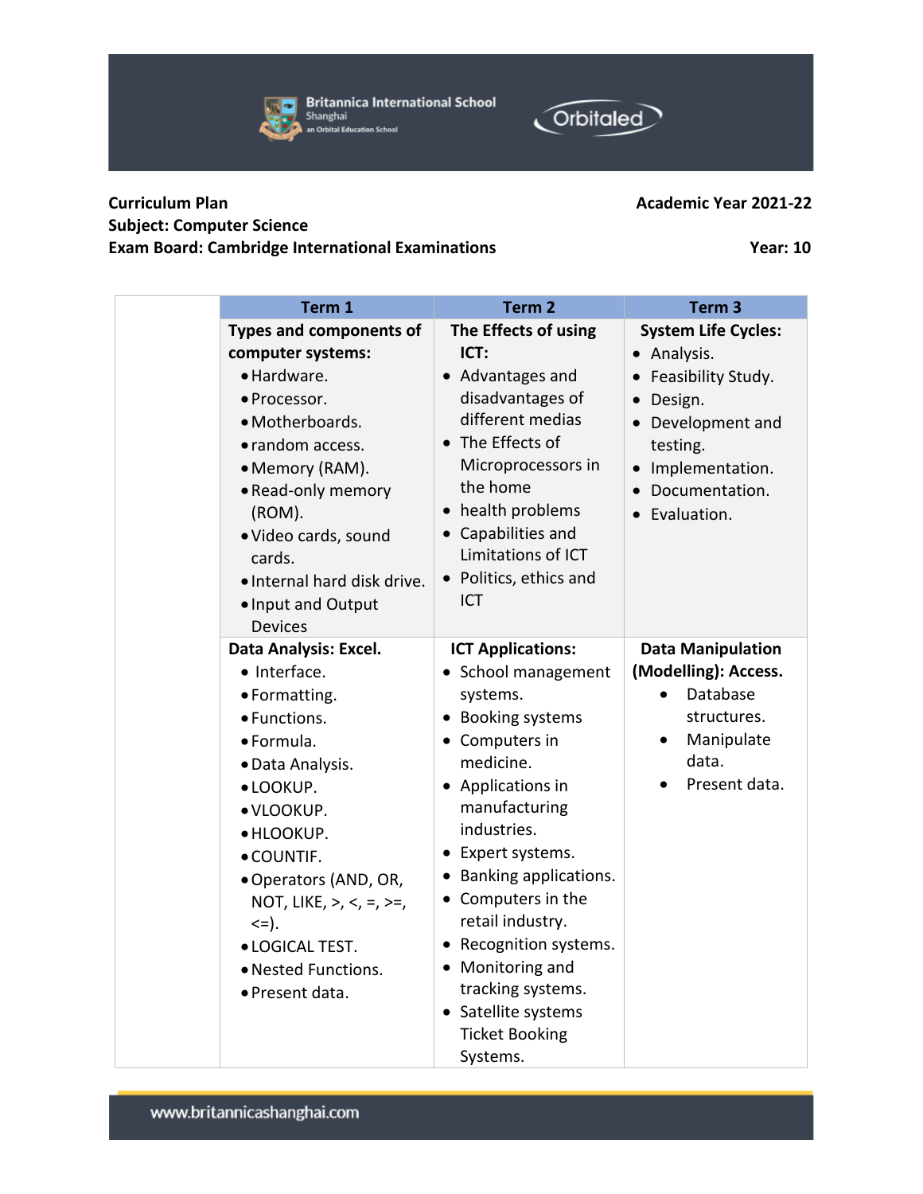**Curriculum Plan** **Academic Year 2021-22**

**Subject: Computer Science**

**Exam Board: Cambridge International Examinations** **Year: 10**

| | Term 1 | Term 2 | Term 3 |
|---|---|---|---|
| | **Types and components of computer systems:**<br>• Hardware.<br>• Processor.<br>• Motherboards.<br>• random access.<br>• Memory (RAM).<br>• Read-only memory (ROM).<br>• Video cards, sound cards.<br>• Internal hard disk drive.<br>• Input and Output Devices | **The Effects of using ICT:**<br>• Advantages and disadvantages of different medias<br>• The Effects of Microprocessors in the home<br>• health problems<br>• Capabilities and Limitations of ICT<br>• Politics, ethics and ICT | **System Life Cycles:**<br>• Analysis.<br>• Feasibility Study.<br>• Design.<br>• Development and testing.<br>• Implementation.<br>• Documentation.<br>• Evaluation. |
| | **Data Analysis: Excel.**<br>• Interface.<br>• Formatting.<br>• Functions.<br>• Formula.<br>• Data Analysis.<br>• LOOKUP.<br>• VLOOKUP.<br>• HLOOKUP.<br>• COUNTIF.<br>• Operators (AND, OR, NOT, LIKE, >, <, =, >=, <=).<br>• LOGICAL TEST.<br>• Nested Functions.<br>• Present data. | **ICT Applications:**<br>• School management systems.<br>• Booking systems<br>• Computers in medicine.<br>• Applications in manufacturing industries.<br>• Expert systems.<br>• Banking applications.<br>• Computers in the retail industry.<br>• Recognition systems.<br>• Monitoring and tracking systems.<br>• Satellite systems Ticket Booking Systems. | **Data Manipulation (Modelling): Access.**<br>• Database structures.<br>• Manipulate data.<br>• Present data. |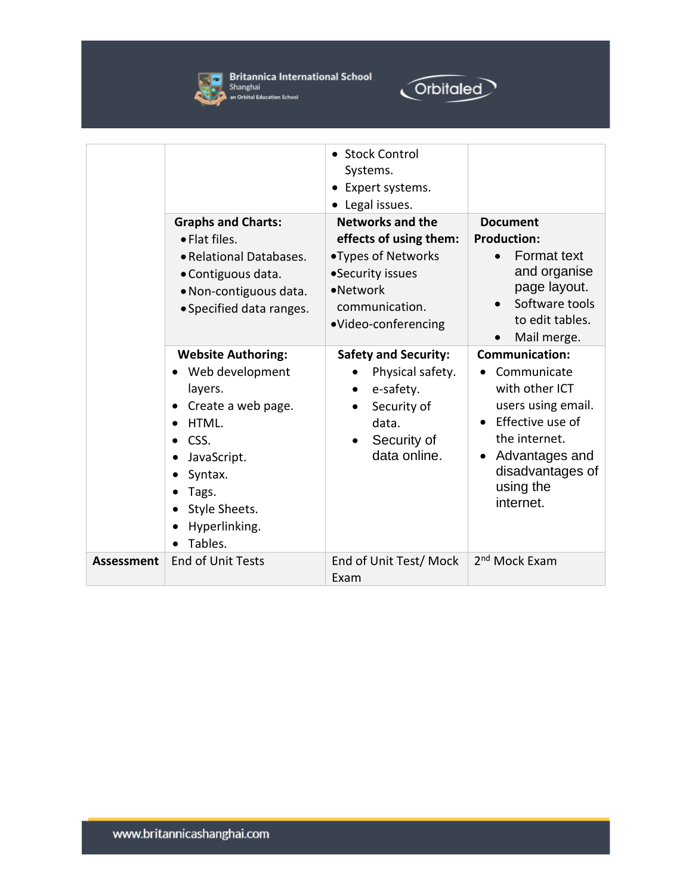| | | | |
|---|---|---|---|
| | | • Stock Control Systems.<br>• Expert systems.<br>• Legal issues. | |
| | **Graphs and Charts:**<br>• Flat files.<br>• Relational Databases.<br>• Contiguous data.<br>• Non-contiguous data.<br>• Specified data ranges. | **Networks and the effects of using them:**<br>• Types of Networks<br>• Security issues<br>• Network communication.<br>• Video-conferencing | **Document Production:**<br>• Format text and organise page layout.<br>• Software tools to edit tables.<br>• Mail merge. |
| | **Website Authoring:**<br>• Web development layers.<br>• Create a web page.<br>• HTML.<br>• CSS.<br>• JavaScript.<br>• Syntax.<br>• Tags.<br>• Style Sheets.<br>• Hyperlinking.<br>• Tables. | **Safety and Security:**<br>• Physical safety.<br>• e-safety.<br>• Security of data.<br>• Security of data online. | **Communication:**<br>• Communicate with other ICT users using email.<br>• Effective use of the internet.<br>• Advantages and disadvantages of using the internet. |
| **Assessment** | End of Unit Tests | End of Unit Test/ Mock Exam | 2nd Mock Exam |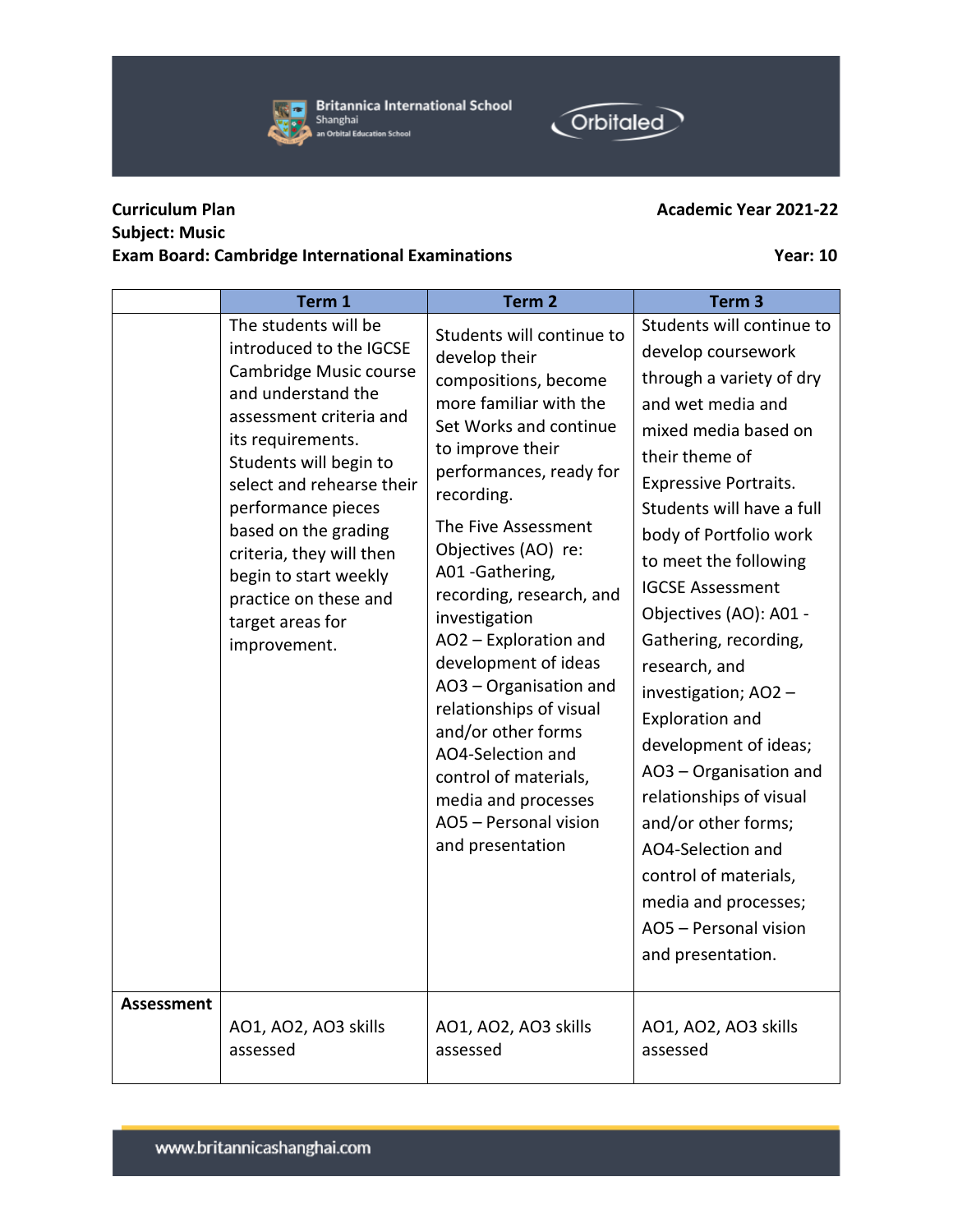**Curriculum Plan** **Academic Year 2021-22**
**Subject: Music**
**Exam Board: Cambridge International Examinations** **Year: 10**

| | Term 1 | Term 2 | Term 3 |
|---|---|---|---|
| | The students will be introduced to the IGCSE Cambridge Music course and understand the assessment criteria and its requirements. Students will begin to select and rehearse their performance pieces based on the grading criteria, they will then begin to start weekly practice on these and target areas for improvement. | Students will continue to develop their compositions, become more familiar with the Set Works and continue to improve their performances, ready for recording.<br><br>The Five Assessment Objectives (AO) re:<br>A01 -Gathering, recording, research, and investigation<br>AO2 – Exploration and development of ideas<br>AO3 – Organisation and relationships of visual and/or other forms<br>AO4-Selection and control of materials, media and processes<br>AO5 – Personal vision and presentation | Students will continue to develop coursework through a variety of dry and wet media and mixed media based on their theme of Expressive Portraits. Students will have a full body of Portfolio work to meet the following IGCSE Assessment Objectives (AO): A01 - Gathering, recording, research, and investigation; AO2 – Exploration and development of ideas; AO3 – Organisation and relationships of visual and/or other forms; AO4-Selection and control of materials, media and processes; AO5 – Personal vision and presentation. |
| **Assessment** | AO1, AO2, AO3 skills assessed | AO1, AO2, AO3 skills assessed | AO1, AO2, AO3 skills assessed |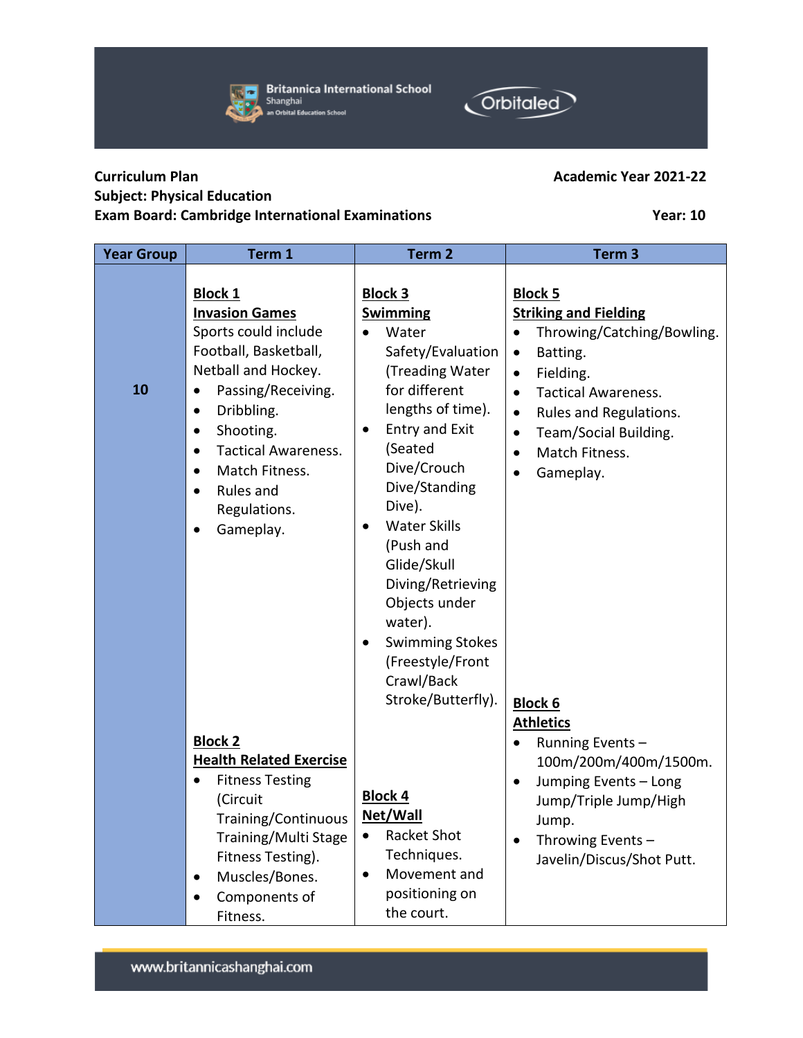Curriculum Plan **Academic Year 2021-22**

**Subject: Physical Education**

**Exam Board: Cambridge International Examinations** **Year: 10**

| Year Group | Term 1 | Term 2 | Term 3 |
|---|---|---|---|
| 10 | **Block 1**<br>**Invasion Games**<br>Sports could include Football, Basketball, Netball and Hockey.<br>• Passing/Receiving.<br>• Dribbling.<br>• Shooting.<br>• Tactical Awareness.<br>• Match Fitness.<br>• Rules and Regulations.<br>• Gameplay.<br><br>**Block 2**<br>**Health Related Exercise**<br>• Fitness Testing (Circuit Training/Continuous Training/Multi Stage Fitness Testing).<br>• Muscles/Bones.<br>• Components of Fitness. | **Block 3**<br>**Swimming**<br>• Water Safety/Evaluation (Treading Water for different lengths of time).<br>• Entry and Exit (Seated Dive/Crouch Dive/Standing Dive).<br>• Water Skills (Push and Glide/Skull Diving/Retrieving Objects under water).<br>• Swimming Stokes (Freestyle/Front Crawl/Back Stroke/Butterfly).<br><br>**Block 4**<br>**Net/Wall**<br>• Racket Shot Techniques.<br>• Movement and positioning on the court. | **Block 5**<br>**Striking and Fielding**<br>• Throwing/Catching/Bowling.<br>• Batting.<br>• Fielding.<br>• Tactical Awareness.<br>• Rules and Regulations.<br>• Team/Social Building.<br>• Match Fitness.<br>• Gameplay.<br><br>**Block 6**<br>**Athletics**<br>• Running Events – 100m/200m/400m/1500m.<br>• Jumping Events – Long Jump/Triple Jump/High Jump.<br>• Throwing Events – Javelin/Discus/Shot Putt. |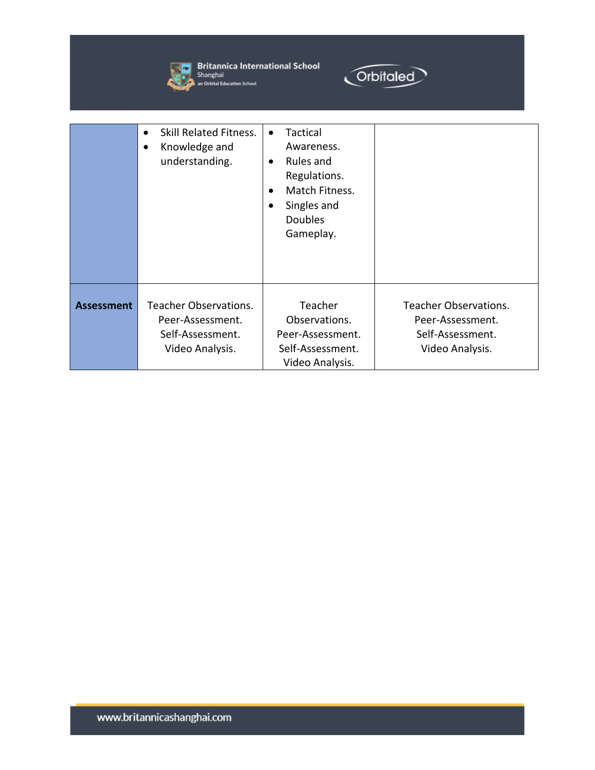| | | | |
|---|---|---|---|
| | • Skill Related Fitness.<br>• Knowledge and understanding. | • Tactical Awareness.<br>• Rules and Regulations.<br>• Match Fitness.<br>• Singles and Doubles Gameplay. | |
| **Assessment** | Teacher Observations.<br>Peer-Assessment.<br>Self-Assessment.<br>Video Analysis. | Teacher Observations.<br>Peer-Assessment.<br>Self-Assessment.<br>Video Analysis. | Teacher Observations.<br>Peer-Assessment.<br>Self-Assessment.<br>Video Analysis. |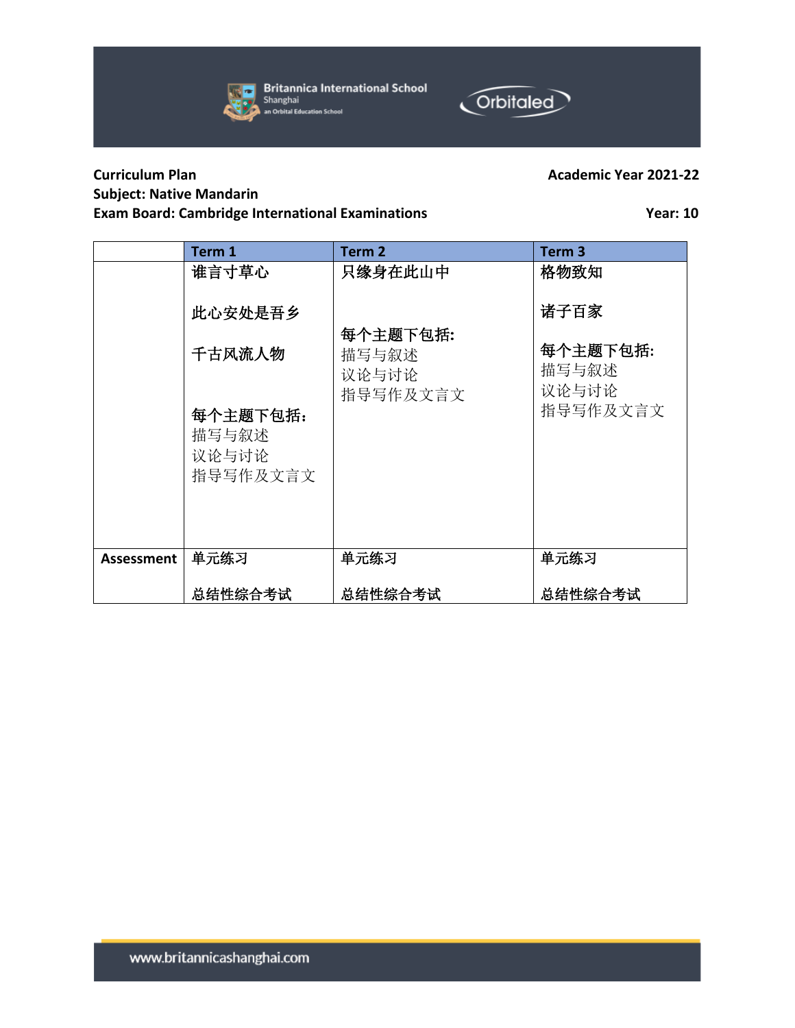**Curriculum Plan** **Academic Year 2021-22**
**Subject: Native Mandarin**
**Exam Board: Cambridge International Examinations** **Year: 10**

| | Term 1 | Term 2 | Term 3 |
|---|---|---|---|
| | **谁言寸草心**<br><br>**此心安处是吾乡**<br><br>**千古风流人物**<br><br>**每个主题下包括:**<br>描写与叙述<br>议论与讨论<br>指导写作及文言文 | **只缘身在此山中**<br><br>**每个主题下包括:**<br>描写与叙述<br>议论与讨论<br>指导写作及文言文 | **格物致知**<br><br>**诸子百家**<br><br>**每个主题下包括:**<br>描写与叙述<br>议论与讨论<br>指导写作及文言文 |
| **Assessment** | **单元练习**<br><br>**总结性综合考试** | **单元练习**<br><br>**总结性综合考试** | **单元练习**<br><br>**总结性综合考试** |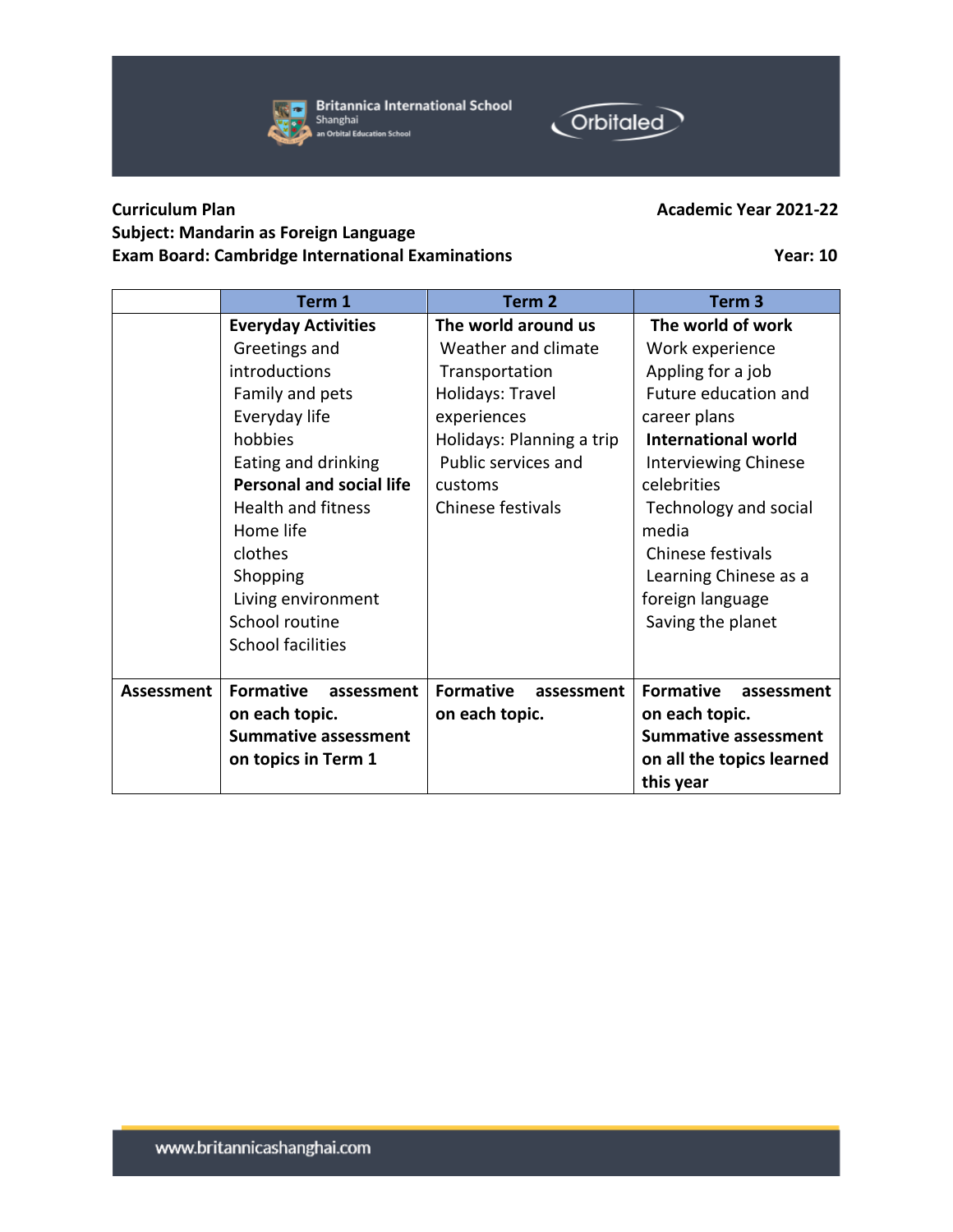**Curriculum Plan** **Academic Year 2021-22**

**Subject: Mandarin as Foreign Language**

**Exam Board: Cambridge International Examinations** **Year: 10**

| | Term 1 | Term 2 | Term 3 |
|---|---|---|---|
| | **Everyday Activities**<br>Greetings and introductions<br>Family and pets<br>Everyday life<br>hobbies<br>Eating and drinking<br>**Personal and social life**<br>Health and fitness<br>Home life<br>clothes<br>Shopping<br>Living environment<br>School routine<br>School facilities | **The world around us**<br>Weather and climate<br>Transportation<br>Holidays: Travel experiences<br>Holidays: Planning a trip<br>Public services and customs<br>Chinese festivals | **The world of work**<br>Work experience<br>Appling for a job<br>Future education and career plans<br>**International world**<br>Interviewing Chinese celebrities<br>Technology and social media<br>Chinese festivals<br>Learning Chinese as a foreign language<br>Saving the planet |
| **Assessment** | **Formative assessment on each topic.**<br>**Summative assessment on topics in Term 1** | **Formative assessment on each topic.** | **Formative assessment on each topic.**<br>**Summative assessment on all the topics learned this year** |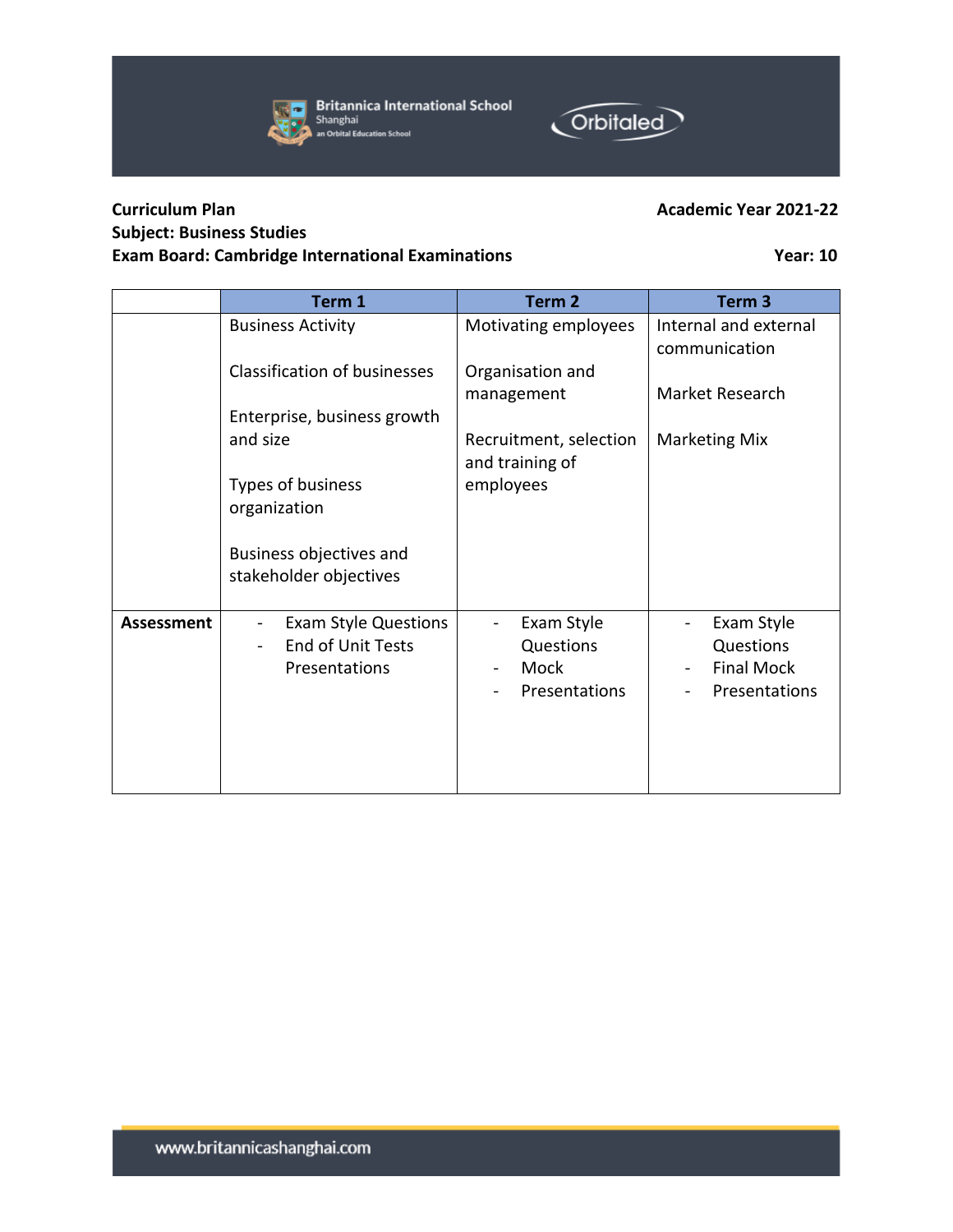**Curriculum Plan** **Academic Year 2021-22**
**Subject: Business Studies**
**Exam Board: Cambridge International Examinations** **Year: 10**

| | Term 1 | Term 2 | Term 3 |
|---|---|---|---|
| | Business Activity<br><br>Classification of businesses<br><br>Enterprise, business growth and size<br><br>Types of business organization<br><br>Business objectives and stakeholder objectives | Motivating employees<br><br>Organisation and management<br><br>Recruitment, selection and training of employees | Internal and external communication<br><br>Market Research<br><br>Marketing Mix |
| **Assessment** | - Exam Style Questions<br>- End of Unit Tests Presentations | - Exam Style Questions<br>- Mock<br>- Presentations | - Exam Style Questions<br>- Final Mock<br>- Presentations |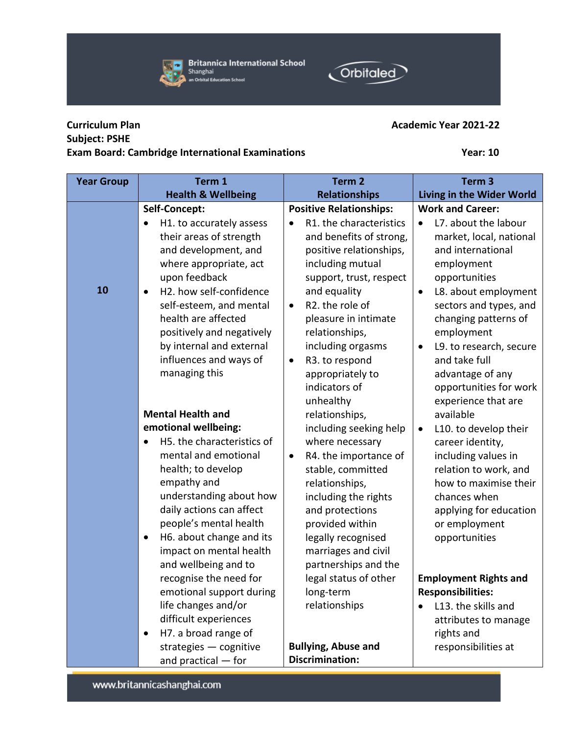**Curriculum Plan** **Academic Year 2021-22**

**Subject: PSHE**

**Exam Board: Cambridge International Examinations** **Year: 10**

| Year Group | Term 1<br>Health & Wellbeing | Term 2<br>Relationships | Term 3<br>Living in the Wider World |
|---|---|---|---|
| 10 | **Self-Concept:**<br>• H1. to accurately assess their areas of strength and development, and where appropriate, act upon feedback<br>• H2. how self-confidence self-esteem, and mental health are affected positively and negatively by internal and external influences and ways of managing this<br><br>**Mental Health and emotional wellbeing:**<br>• H5. the characteristics of mental and emotional health; to develop empathy and understanding about how daily actions can affect people's mental health<br>• H6. about change and its impact on mental health and wellbeing and to recognise the need for emotional support during life changes and/or difficult experiences<br>• H7. a broad range of strategies — cognitive and practical — for | **Positive Relationships:**<br>• R1. the characteristics and benefits of strong, positive relationships, including mutual support, trust, respect and equality<br>• R2. the role of pleasure in intimate relationships, including orgasms<br>• R3. to respond appropriately to indicators of unhealthy relationships, including seeking help where necessary<br>• R4. the importance of stable, committed relationships, including the rights and protections provided within legally recognised marriages and civil partnerships and the legal status of other long-term relationships<br><br>**Bullying, Abuse and Discrimination:** | **Work and Career:**<br>• L7. about the labour market, local, national and international employment opportunities<br>• L8. about employment sectors and types, and changing patterns of employment<br>• L9. to research, secure and take full advantage of any opportunities for work experience that are available<br>• L10. to develop their career identity, including values in relation to work, and how to maximise their chances when applying for education or employment opportunities<br><br>**Employment Rights and Responsibilities:**<br>• L13. the skills and attributes to manage rights and responsibilities at |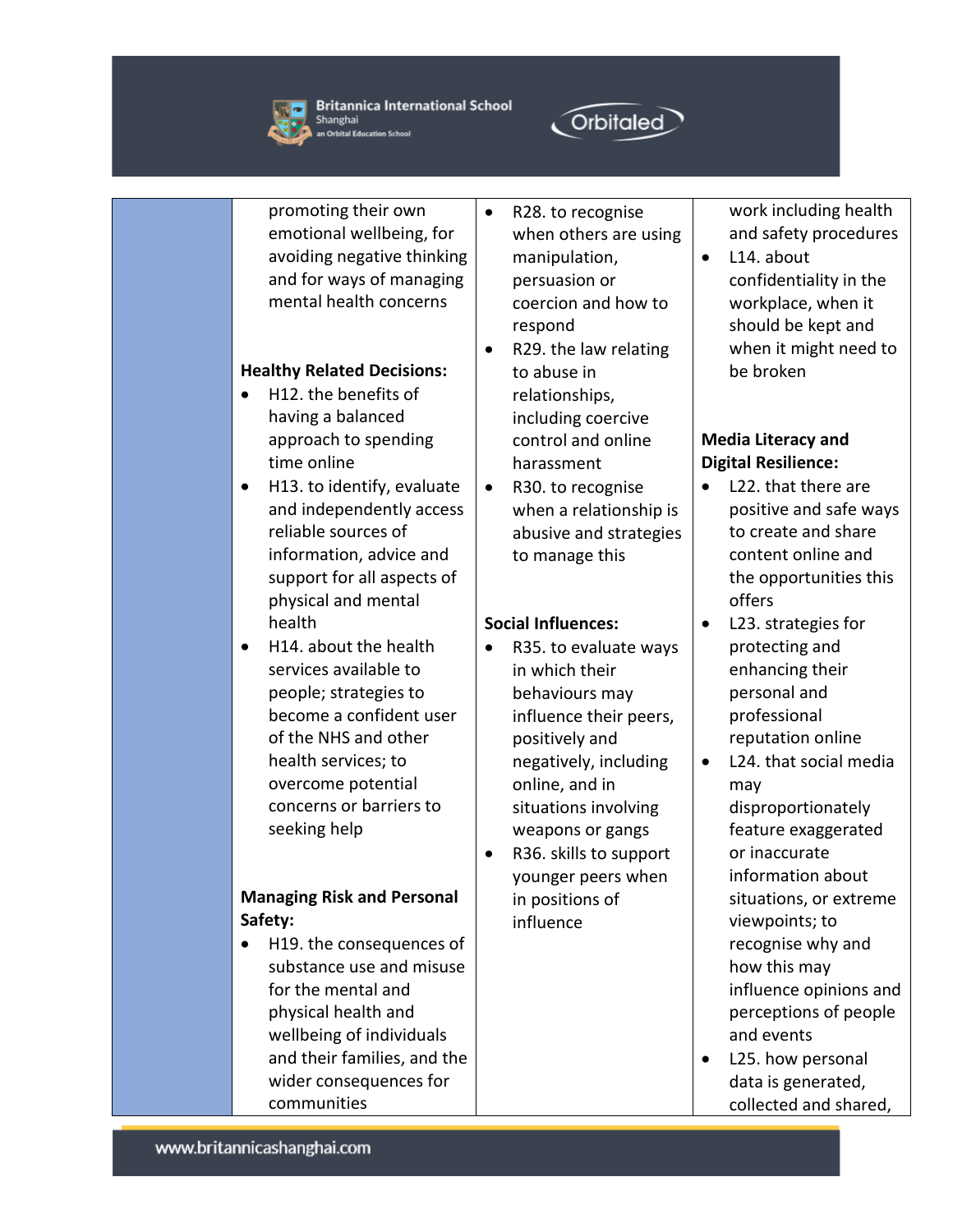| | | | |
|---|---|---|---|
| | promoting their own emotional wellbeing, for avoiding negative thinking and for ways of managing mental health concerns<br><br>**Healthy Related Decisions:**<br>• H12. the benefits of having a balanced approach to spending time online<br>• H13. to identify, evaluate and independently access reliable sources of information, advice and support for all aspects of physical and mental health<br>• H14. about the health services available to people; strategies to become a confident user of the NHS and other health services; to overcome potential concerns or barriers to seeking help<br><br>**Managing Risk and Personal Safety:**<br>• H19. the consequences of substance use and misuse for the mental and physical health and wellbeing of individuals and their families, and the wider consequences for communities | • R28. to recognise when others are using manipulation, persuasion or coercion and how to respond<br>• R29. the law relating to abuse in relationships, including coercive control and online harassment<br>• R30. to recognise when a relationship is abusive and strategies to manage this<br><br>**Social Influences:**<br>• R35. to evaluate ways in which their behaviours may influence their peers, positively and negatively, including online, and in situations involving weapons or gangs<br>• R36. skills to support younger peers when in positions of influence | work including health and safety procedures<br>• L14. about confidentiality in the workplace, when it should be kept and when it might need to be broken<br><br>**Media Literacy and Digital Resilience:**<br>• L22. that there are positive and safe ways to create and share content online and the opportunities this offers<br>• L23. strategies for protecting and enhancing their personal and professional reputation online<br>• L24. that social media may disproportionately feature exaggerated or inaccurate information about situations, or extreme viewpoints; to recognise why and how this may influence opinions and perceptions of people and events<br>• L25. how personal data is generated, collected and shared, |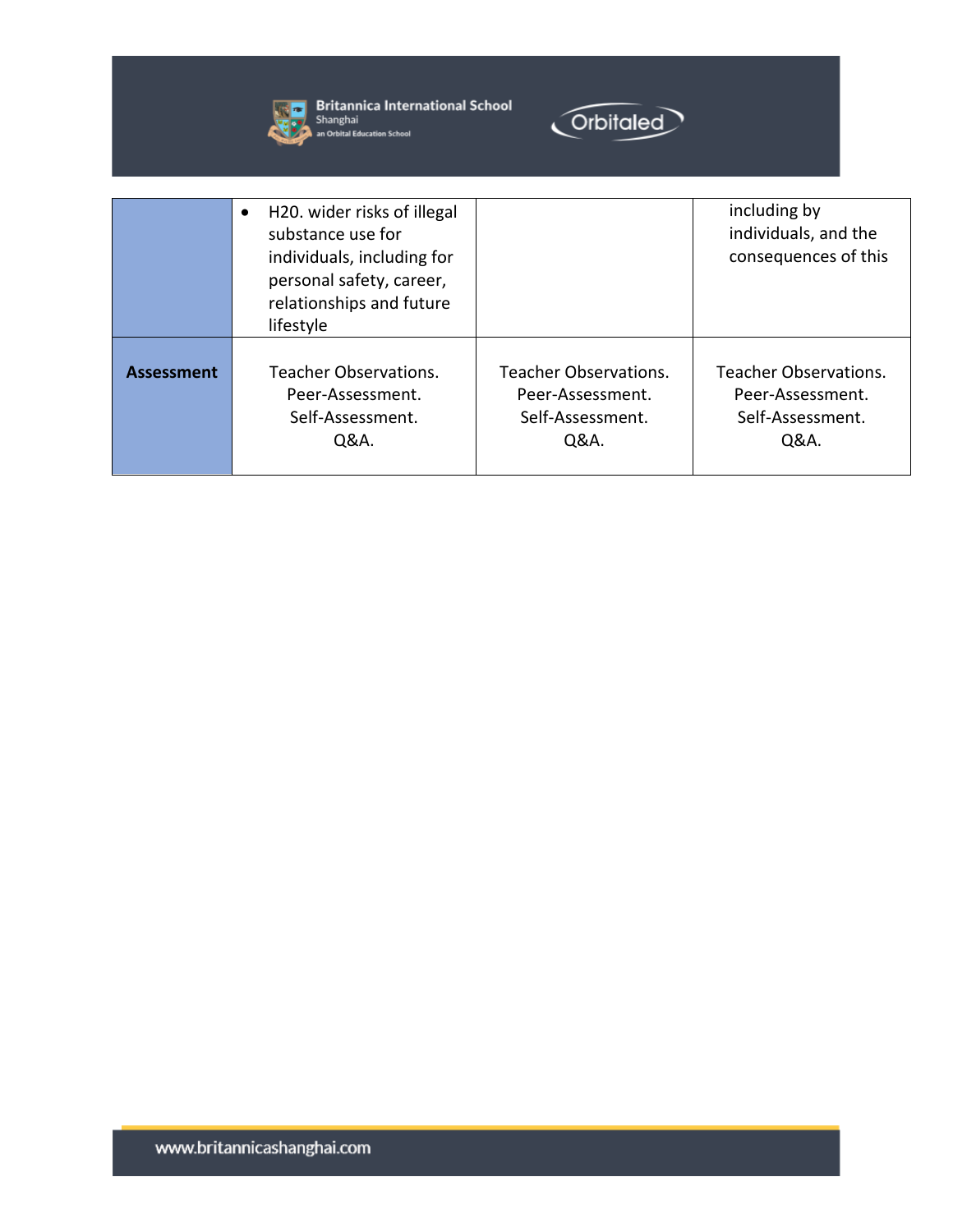| | | | |
|---|---|---|---|
| | • H20. wider risks of illegal substance use for individuals, including for personal safety, career, relationships and future lifestyle | | including by individuals, and the consequences of this |
| **Assessment** | Teacher Observations. Peer-Assessment. Self-Assessment. Q&A. | Teacher Observations. Peer-Assessment. Self-Assessment. Q&A. | Teacher Observations. Peer-Assessment. Self-Assessment. Q&A. |